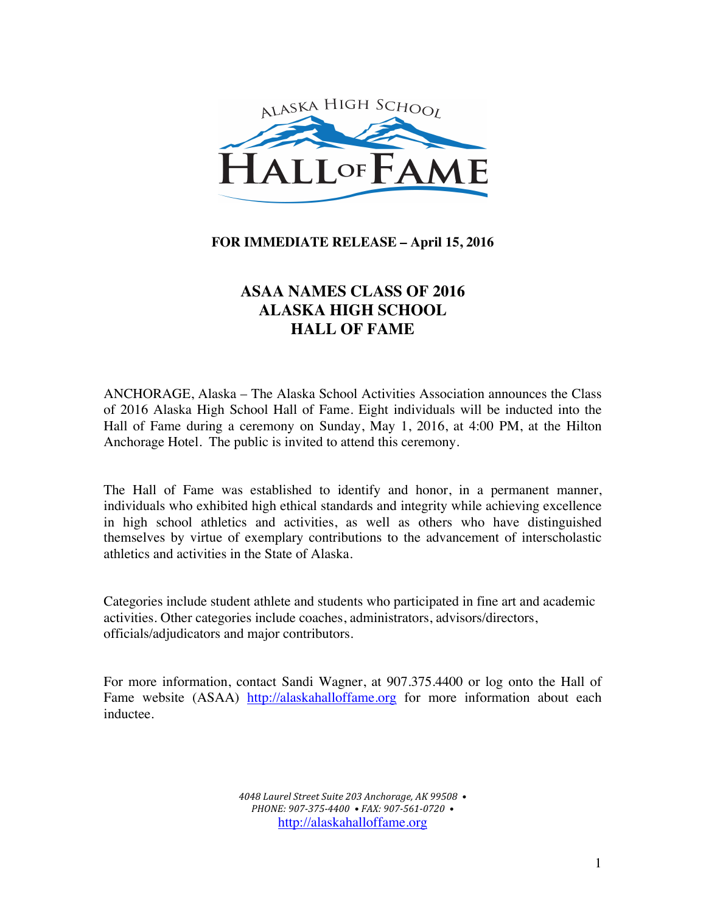ALASKA HIGH SCHOOL HALL OF FAME

**FOR IMMEDIATE RELEASE – April 15, 2016**

# ASAA NAMES CLASS OF 2016 ALASKA HIGH SCHOOL HALL OF FAME

ANCHORAGE, Alaska – The Alaska School Activities Association announces the Class of 2016 Alaska High School Hall of Fame. Eight individuals will be inducted into the Hall of Fame during a ceremony on Sunday, May 1, 2016, at 4:00 PM, at the Hilton Anchorage Hotel. The public is invited to attend this ceremony.

The Hall of Fame was established to identify and honor, in a permanent manner, individuals who exhibited high ethical standards and integrity while achieving excellence in high school athletics and activities, as well as others who have distinguished themselves by virtue of exemplary contributions to the advancement of interscholastic athletics and activities in the State of Alaska.

Categories include student athlete and students who participated in fine art and academic activities. Other categories include coaches, administrators, advisors/directors, officials/adjudicators and major contributors.

For more information, contact Sandi Wagner, at 907.375.4400 or log onto the Hall of Fame website (ASAA) http://alaskahalloffame.org for more information about each inductee.

*4048 Laurel Street Suite 203 Anchorage, AK 99508 •*
*PHONE: 907-375-4400 • FAX: 907-561-0720 •*
http://alaskahalloffame.org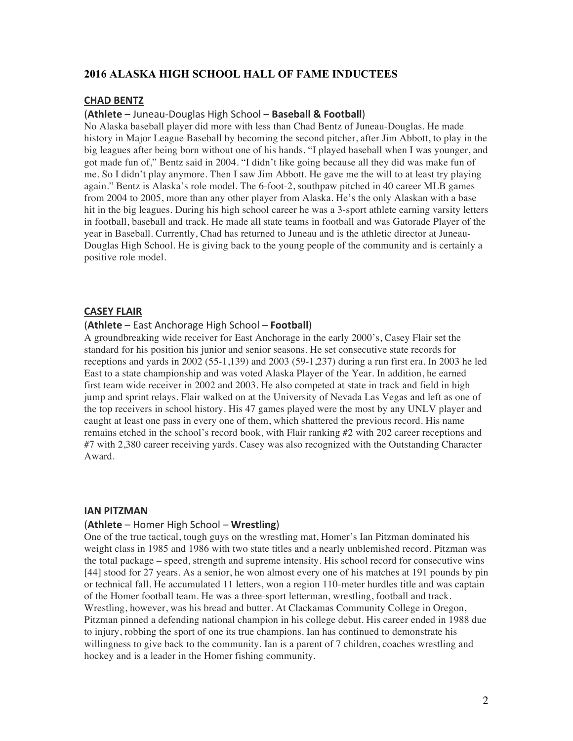## 2016 ALASKA HIGH SCHOOL HALL OF FAME INDUCTEES

### CHAD BENTZ

(**Athlete** – Juneau-Douglas High School – **Baseball & Football**)

No Alaska baseball player did more with less than Chad Bentz of Juneau-Douglas. He made history in Major League Baseball by becoming the second pitcher, after Jim Abbott, to play in the big leagues after being born without one of his hands. "I played baseball when I was younger, and got made fun of," Bentz said in 2004. "I didn't like going because all they did was make fun of me. So I didn't play anymore. Then I saw Jim Abbott. He gave me the will to at least try playing again." Bentz is Alaska's role model. The 6-foot-2, southpaw pitched in 40 career MLB games from 2004 to 2005, more than any other player from Alaska. He's the only Alaskan with a base hit in the big leagues. During his high school career he was a 3-sport athlete earning varsity letters in football, baseball and track. He made all state teams in football and was Gatorade Player of the year in Baseball. Currently, Chad has returned to Juneau and is the athletic director at Juneau-Douglas High School. He is giving back to the young people of the community and is certainly a positive role model.

### CASEY FLAIR

(**Athlete** – East Anchorage High School – **Football**)

A groundbreaking wide receiver for East Anchorage in the early 2000's, Casey Flair set the standard for his position his junior and senior seasons. He set consecutive state records for receptions and yards in 2002 (55-1,139) and 2003 (59-1,237) during a run first era. In 2003 he led East to a state championship and was voted Alaska Player of the Year. In addition, he earned first team wide receiver in 2002 and 2003. He also competed at state in track and field in high jump and sprint relays. Flair walked on at the University of Nevada Las Vegas and left as one of the top receivers in school history. His 47 games played were the most by any UNLV player and caught at least one pass in every one of them, which shattered the previous record. His name remains etched in the school's record book, with Flair ranking #2 with 202 career receptions and #7 with 2,380 career receiving yards. Casey was also recognized with the Outstanding Character Award.

### IAN PITZMAN

(**Athlete** – Homer High School – **Wrestling**)

One of the true tactical, tough guys on the wrestling mat, Homer's Ian Pitzman dominated his weight class in 1985 and 1986 with two state titles and a nearly unblemished record. Pitzman was the total package – speed, strength and supreme intensity. His school record for consecutive wins [44] stood for 27 years. As a senior, he won almost every one of his matches at 191 pounds by pin or technical fall. He accumulated 11 letters, won a region 110-meter hurdles title and was captain of the Homer football team. He was a three-sport letterman, wrestling, football and track. Wrestling, however, was his bread and butter. At Clackamas Community College in Oregon, Pitzman pinned a defending national champion in his college debut. His career ended in 1988 due to injury, robbing the sport of one its true champions. Ian has continued to demonstrate his willingness to give back to the community. Ian is a parent of 7 children, coaches wrestling and hockey and is a leader in the Homer fishing community.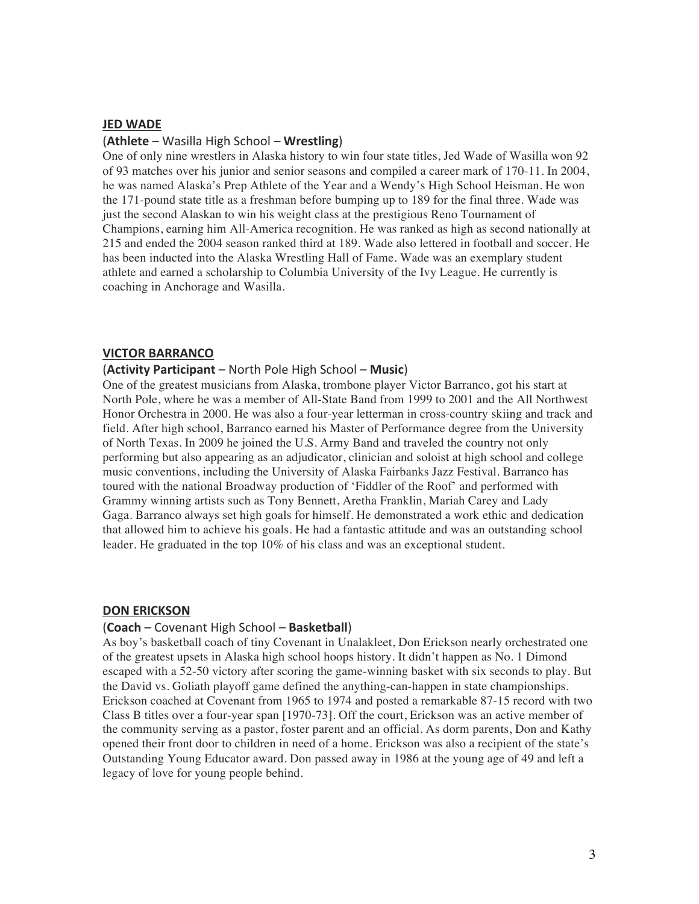## JED WADE

(**Athlete** – Wasilla High School – **Wrestling**)

One of only nine wrestlers in Alaska history to win four state titles, Jed Wade of Wasilla won 92 of 93 matches over his junior and senior seasons and compiled a career mark of 170-11. In 2004, he was named Alaska's Prep Athlete of the Year and a Wendy's High School Heisman. He won the 171-pound state title as a freshman before bumping up to 189 for the final three. Wade was just the second Alaskan to win his weight class at the prestigious Reno Tournament of Champions, earning him All-America recognition. He was ranked as high as second nationally at 215 and ended the 2004 season ranked third at 189. Wade also lettered in football and soccer. He has been inducted into the Alaska Wrestling Hall of Fame. Wade was an exemplary student athlete and earned a scholarship to Columbia University of the Ivy League. He currently is coaching in Anchorage and Wasilla.

## VICTOR BARRANCO

(**Activity Participant** – North Pole High School – **Music**)

One of the greatest musicians from Alaska, trombone player Victor Barranco, got his start at North Pole, where he was a member of All-State Band from 1999 to 2001 and the All Northwest Honor Orchestra in 2000. He was also a four-year letterman in cross-country skiing and track and field. After high school, Barranco earned his Master of Performance degree from the University of North Texas. In 2009 he joined the U.S. Army Band and traveled the country not only performing but also appearing as an adjudicator, clinician and soloist at high school and college music conventions, including the University of Alaska Fairbanks Jazz Festival. Barranco has toured with the national Broadway production of 'Fiddler of the Roof' and performed with Grammy winning artists such as Tony Bennett, Aretha Franklin, Mariah Carey and Lady Gaga. Barranco always set high goals for himself. He demonstrated a work ethic and dedication that allowed him to achieve his goals. He had a fantastic attitude and was an outstanding school leader. He graduated in the top 10% of his class and was an exceptional student.

## DON ERICKSON

(**Coach** – Covenant High School – **Basketball**)

As boy's basketball coach of tiny Covenant in Unalakleet, Don Erickson nearly orchestrated one of the greatest upsets in Alaska high school hoops history. It didn't happen as No. 1 Dimond escaped with a 52-50 victory after scoring the game-winning basket with six seconds to play. But the David vs. Goliath playoff game defined the anything-can-happen in state championships. Erickson coached at Covenant from 1965 to 1974 and posted a remarkable 87-15 record with two Class B titles over a four-year span [1970-73]. Off the court, Erickson was an active member of the community serving as a pastor, foster parent and an official. As dorm parents, Don and Kathy opened their front door to children in need of a home. Erickson was also a recipient of the state's Outstanding Young Educator award. Don passed away in 1986 at the young age of 49 and left a legacy of love for young people behind.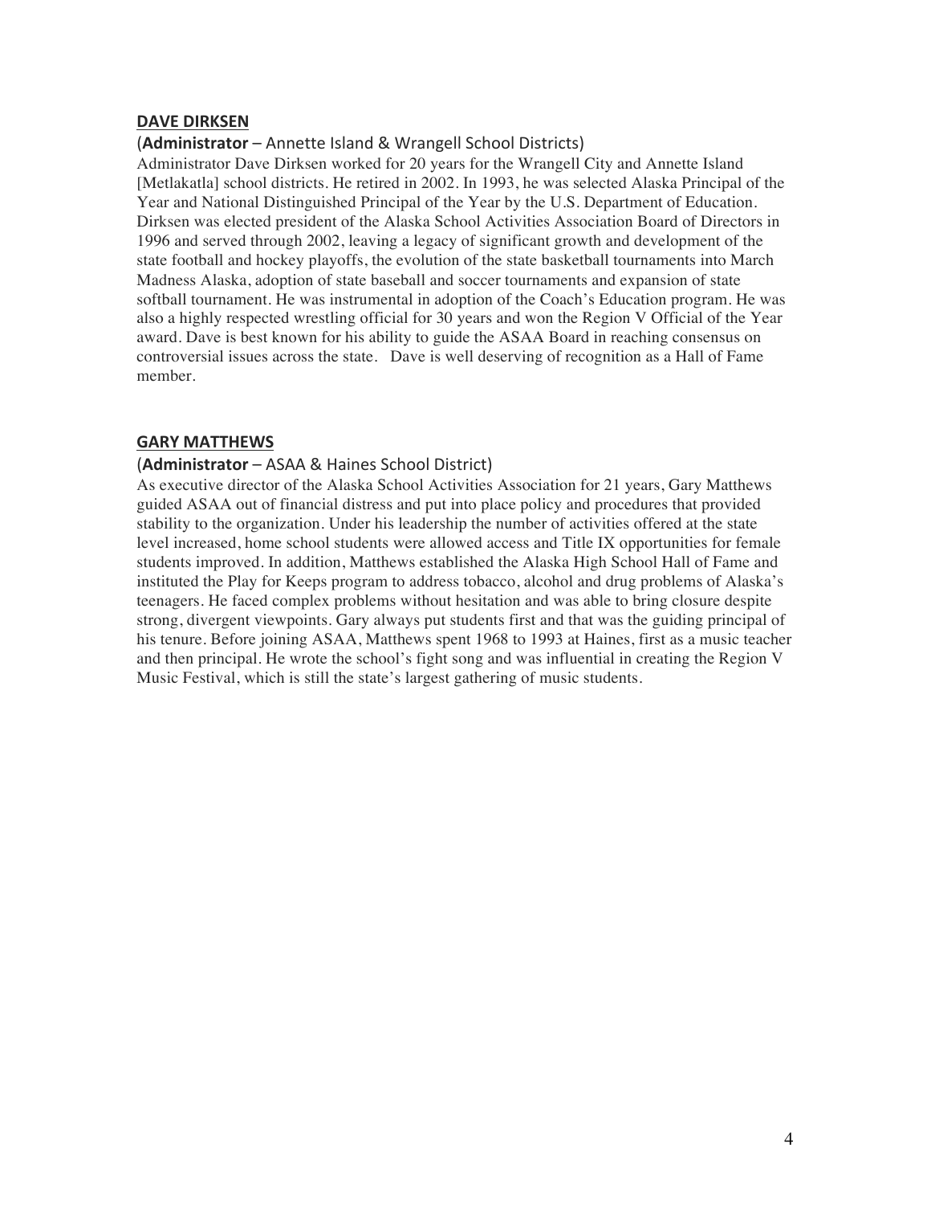**DAVE DIRKSEN**

(**Administrator** – Annette Island & Wrangell School Districts)

Administrator Dave Dirksen worked for 20 years for the Wrangell City and Annette Island [Metlakatla] school districts. He retired in 2002. In 1993, he was selected Alaska Principal of the Year and National Distinguished Principal of the Year by the U.S. Department of Education. Dirksen was elected president of the Alaska School Activities Association Board of Directors in 1996 and served through 2002, leaving a legacy of significant growth and development of the state football and hockey playoffs, the evolution of the state basketball tournaments into March Madness Alaska, adoption of state baseball and soccer tournaments and expansion of state softball tournament. He was instrumental in adoption of the Coach's Education program. He was also a highly respected wrestling official for 30 years and won the Region V Official of the Year award. Dave is best known for his ability to guide the ASAA Board in reaching consensus on controversial issues across the state. Dave is well deserving of recognition as a Hall of Fame member.

**GARY MATTHEWS**

(**Administrator** – ASAA & Haines School District)

As executive director of the Alaska School Activities Association for 21 years, Gary Matthews guided ASAA out of financial distress and put into place policy and procedures that provided stability to the organization. Under his leadership the number of activities offered at the state level increased, home school students were allowed access and Title IX opportunities for female students improved. In addition, Matthews established the Alaska High School Hall of Fame and instituted the Play for Keeps program to address tobacco, alcohol and drug problems of Alaska's teenagers. He faced complex problems without hesitation and was able to bring closure despite strong, divergent viewpoints. Gary always put students first and that was the guiding principal of his tenure. Before joining ASAA, Matthews spent 1968 to 1993 at Haines, first as a music teacher and then principal. He wrote the school's fight song and was influential in creating the Region V Music Festival, which is still the state's largest gathering of music students.